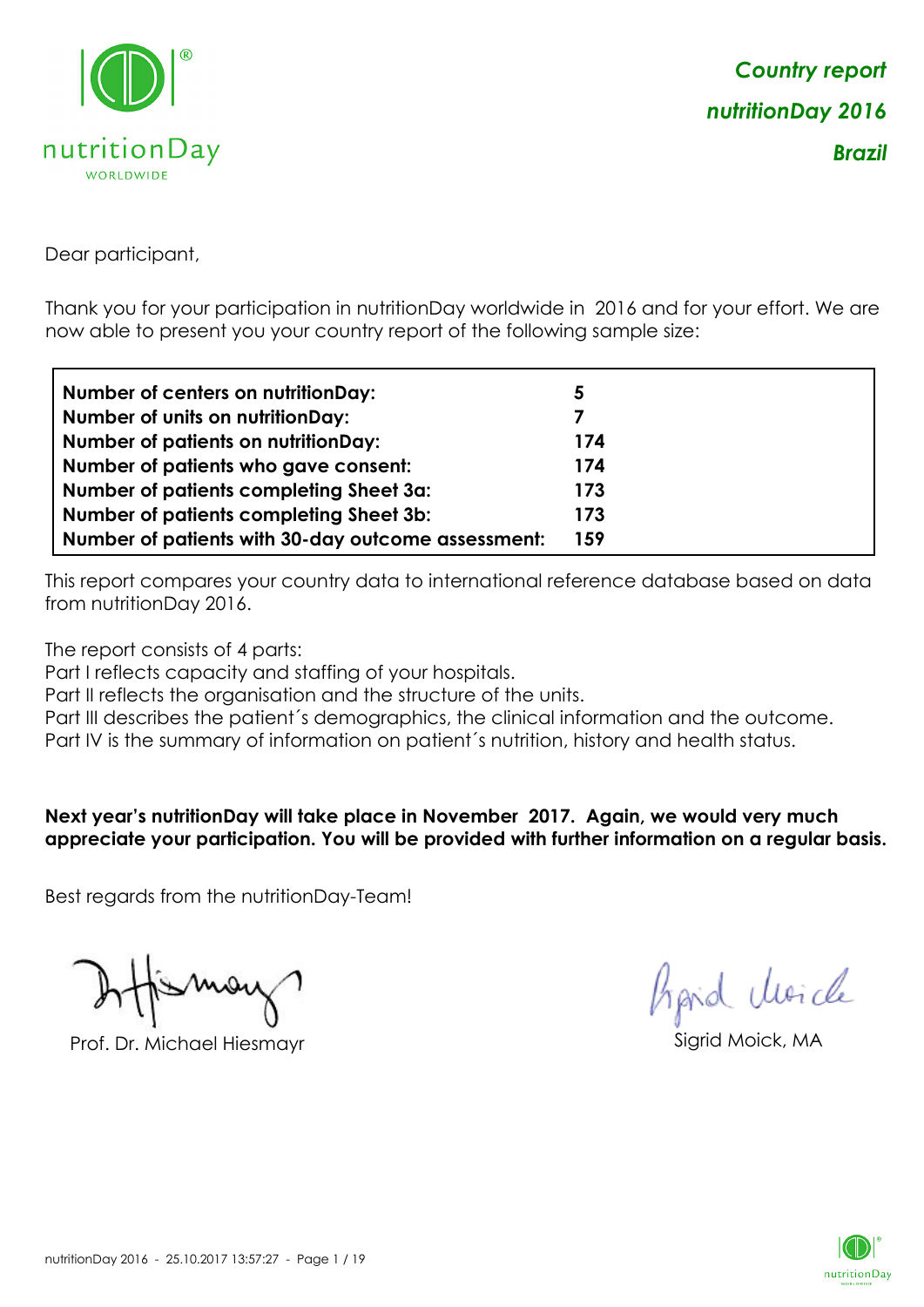***Country report***

***nutritionDay 2016***

***Brazil***

Dear participant,

Thank you for your participation in nutritionDay worldwide in 2016 and for your effort. We are now able to present you your country report of the following sample size:

| | |
|---|---|
| **Number of centers on nutritionDay:** | **5** |
| **Number of units on nutritionDay:** | **7** |
| **Number of patients on nutritionDay:** | **174** |
| **Number of patients who gave consent:** | **174** |
| **Number of patients completing Sheet 3a:** | **173** |
| **Number of patients completing Sheet 3b:** | **173** |
| **Number of patients with 30-day outcome assessment:** | **159** |

This report compares your country data to international reference database based on data from nutritionDay 2016.

The report consists of 4 parts:
Part I reflects capacity and staffing of your hospitals.
Part II reflects the organisation and the structure of the units.
Part III describes the patient´s demographics, the clinical information and the outcome.
Part IV is the summary of information on patient´s nutrition, history and health status.

**Next year's nutritionDay will take place in November 2017. Again, we would very much appreciate your participation. You will be provided with further information on a regular basis.**

Best regards from the nutritionDay-Team!

Prof. Dr. Michael Hiesmayr

Sigrid Moick, MA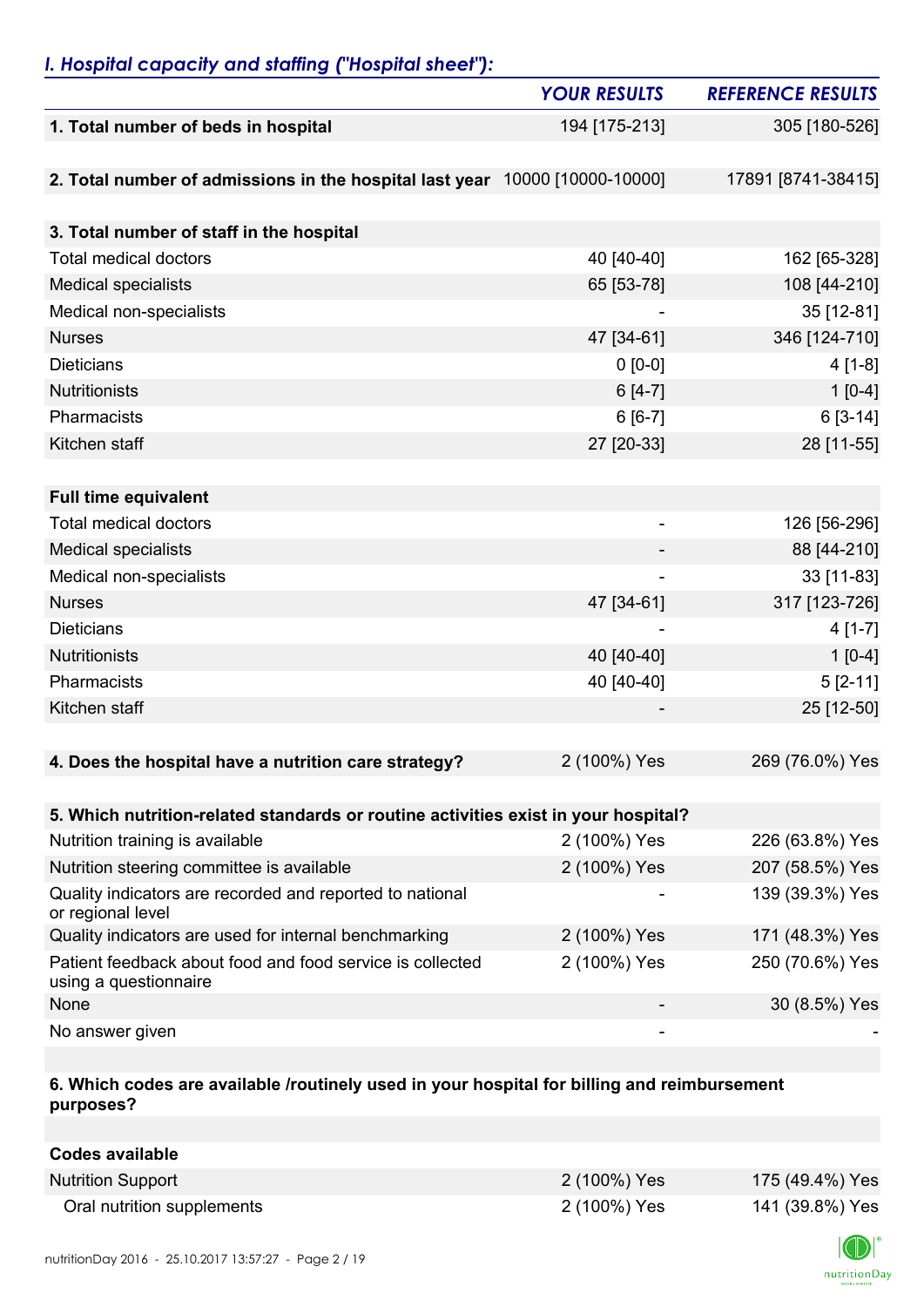## *I. Hospital capacity and staffing ("Hospital sheet"):*

| | *YOUR RESULTS* | *REFERENCE RESULTS* |
|---|---|---|
| **1. Total number of beds in hospital** | 194 [175-213] | 305 [180-526] |
| | | |
| **2. Total number of admissions in the hospital last year** | 10000 [10000-10000] | 17891 [8741-38415] |
| | | |
| **3. Total number of staff in the hospital** | | |
| Total medical doctors | 40 [40-40] | 162 [65-328] |
| Medical specialists | 65 [53-78] | 108 [44-210] |
| Medical non-specialists | - | 35 [12-81] |
| Nurses | 47 [34-61] | 346 [124-710] |
| Dieticians | 0 [0-0] | 4 [1-8] |
| Nutritionists | 6 [4-7] | 1 [0-4] |
| Pharmacists | 6 [6-7] | 6 [3-14] |
| Kitchen staff | 27 [20-33] | 28 [11-55] |
| | | |
| **Full time equivalent** | | |
| Total medical doctors | - | 126 [56-296] |
| Medical specialists | - | 88 [44-210] |
| Medical non-specialists | - | 33 [11-83] |
| Nurses | 47 [34-61] | 317 [123-726] |
| Dieticians | - | 4 [1-7] |
| Nutritionists | 40 [40-40] | 1 [0-4] |
| Pharmacists | 40 [40-40] | 5 [2-11] |
| Kitchen staff | - | 25 [12-50] |
| | | |
| **4. Does the hospital have a nutrition care strategy?** | 2 (100%) Yes | 269 (76.0%) Yes |
| | | |
| **5. Which nutrition-related standards or routine activities exist in your hospital?** | | |
| Nutrition training is available | 2 (100%) Yes | 226 (63.8%) Yes |
| Nutrition steering committee is available | 2 (100%) Yes | 207 (58.5%) Yes |
| Quality indicators are recorded and reported to national or regional level | - | 139 (39.3%) Yes |
| Quality indicators are used for internal benchmarking | 2 (100%) Yes | 171 (48.3%) Yes |
| Patient feedback about food and food service is collected using a questionnaire | 2 (100%) Yes | 250 (70.6%) Yes |
| None | - | 30 (8.5%) Yes |
| No answer given | - | - |
| | | |
| **6. Which codes are available /routinely used in your hospital for billing and reimbursement purposes?** | | |
| | | |
| **Codes available** | | |
| Nutrition Support | 2 (100%) Yes | 175 (49.4%) Yes |
| Oral nutrition supplements | 2 (100%) Yes | 141 (39.8%) Yes |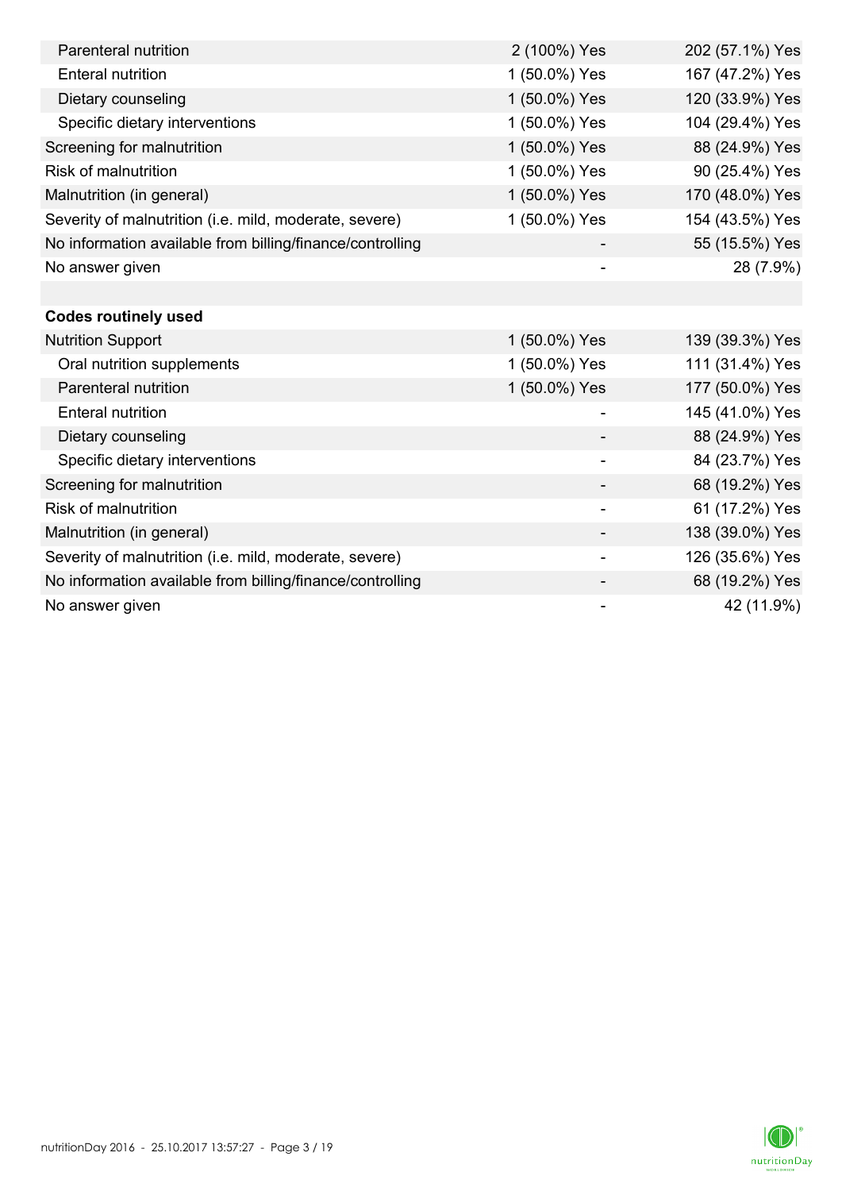| | | |
|---|---|---|
| Parenteral nutrition | 2 (100%) Yes | 202 (57.1%) Yes |
| Enteral nutrition | 1 (50.0%) Yes | 167 (47.2%) Yes |
| Dietary counseling | 1 (50.0%) Yes | 120 (33.9%) Yes |
| Specific dietary interventions | 1 (50.0%) Yes | 104 (29.4%) Yes |
| Screening for malnutrition | 1 (50.0%) Yes | 88 (24.9%) Yes |
| Risk of malnutrition | 1 (50.0%) Yes | 90 (25.4%) Yes |
| Malnutrition (in general) | 1 (50.0%) Yes | 170 (48.0%) Yes |
| Severity of malnutrition (i.e. mild, moderate, severe) | 1 (50.0%) Yes | 154 (43.5%) Yes |
| No information available from billing/finance/controlling | - | 55 (15.5%) Yes |
| No answer given | - | 28 (7.9%) |
| | | |
| **Codes routinely used** | | |
| Nutrition Support | 1 (50.0%) Yes | 139 (39.3%) Yes |
| Oral nutrition supplements | 1 (50.0%) Yes | 111 (31.4%) Yes |
| Parenteral nutrition | 1 (50.0%) Yes | 177 (50.0%) Yes |
| Enteral nutrition | - | 145 (41.0%) Yes |
| Dietary counseling | - | 88 (24.9%) Yes |
| Specific dietary interventions | - | 84 (23.7%) Yes |
| Screening for malnutrition | - | 68 (19.2%) Yes |
| Risk of malnutrition | - | 61 (17.2%) Yes |
| Malnutrition (in general) | - | 138 (39.0%) Yes |
| Severity of malnutrition (i.e. mild, moderate, severe) | - | 126 (35.6%) Yes |
| No information available from billing/finance/controlling | - | 68 (19.2%) Yes |
| No answer given | - | 42 (11.9%) |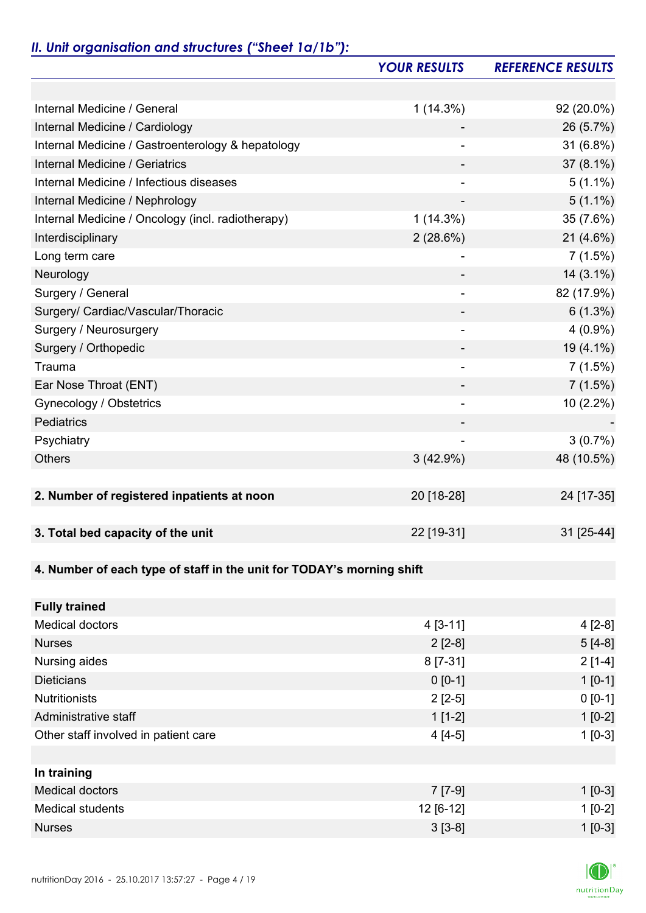## *II. Unit organisation and structures ("Sheet 1a/1b"):*

| | *YOUR RESULTS* | *REFERENCE RESULTS* |
|---|---|---|
| | | |
| Internal Medicine / General | 1 (14.3%) | 92 (20.0%) |
| Internal Medicine / Cardiology | - | 26 (5.7%) |
| Internal Medicine / Gastroenterology & hepatology | - | 31 (6.8%) |
| Internal Medicine / Geriatrics | - | 37 (8.1%) |
| Internal Medicine / Infectious diseases | - | 5 (1.1%) |
| Internal Medicine / Nephrology | - | 5 (1.1%) |
| Internal Medicine / Oncology (incl. radiotherapy) | 1 (14.3%) | 35 (7.6%) |
| Interdisciplinary | 2 (28.6%) | 21 (4.6%) |
| Long term care | - | 7 (1.5%) |
| Neurology | - | 14 (3.1%) |
| Surgery / General | - | 82 (17.9%) |
| Surgery/ Cardiac/Vascular/Thoracic | - | 6 (1.3%) |
| Surgery / Neurosurgery | - | 4 (0.9%) |
| Surgery / Orthopedic | - | 19 (4.1%) |
| Trauma | - | 7 (1.5%) |
| Ear Nose Throat (ENT) | - | 7 (1.5%) |
| Gynecology / Obstetrics | - | 10 (2.2%) |
| Pediatrics | - | - |
| Psychiatry | - | 3 (0.7%) |
| Others | 3 (42.9%) | 48 (10.5%) |
| | | |
| **2. Number of registered inpatients at noon** | 20 [18-28] | 24 [17-35] |
| | | |
| **3. Total bed capacity of the unit** | 22 [19-31] | 31 [25-44] |
| | | |
| **4. Number of each type of staff in the unit for TODAY's morning shift** | | |
| | | |
| **Fully trained** | | |
| Medical doctors | 4 [3-11] | 4 [2-8] |
| Nurses | 2 [2-8] | 5 [4-8] |
| Nursing aides | 8 [7-31] | 2 [1-4] |
| Dieticians | 0 [0-1] | 1 [0-1] |
| Nutritionists | 2 [2-5] | 0 [0-1] |
| Administrative staff | 1 [1-2] | 1 [0-2] |
| Other staff involved in patient care | 4 [4-5] | 1 [0-3] |
| | | |
| **In training** | | |
| Medical doctors | 7 [7-9] | 1 [0-3] |
| Medical students | 12 [6-12] | 1 [0-2] |
| Nurses | 3 [3-8] | 1 [0-3] |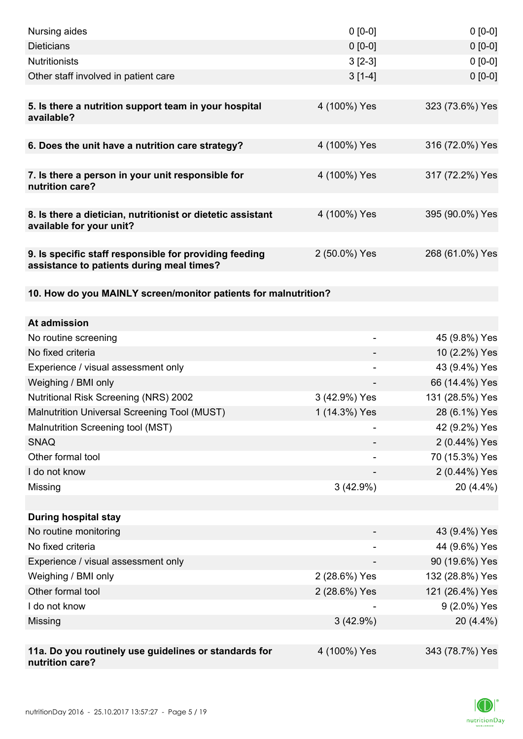| | | |
|---|---|---|
| Nursing aides | 0 [0-0] | 0 [0-0] |
| Dieticians | 0 [0-0] | 0 [0-0] |
| Nutritionists | 3 [2-3] | 0 [0-0] |
| Other staff involved in patient care | 3 [1-4] | 0 [0-0] |
| | | |
| **5. Is there a nutrition support team in your hospital available?** | 4 (100%) Yes | 323 (73.6%) Yes |
| | | |
| **6. Does the unit have a nutrition care strategy?** | 4 (100%) Yes | 316 (72.0%) Yes |
| | | |
| **7. Is there a person in your unit responsible for nutrition care?** | 4 (100%) Yes | 317 (72.2%) Yes |
| | | |
| **8. Is there a dietician, nutritionist or dietetic assistant available for your unit?** | 4 (100%) Yes | 395 (90.0%) Yes |
| | | |
| **9. Is specific staff responsible for providing feeding assistance to patients during meal times?** | 2 (50.0%) Yes | 268 (61.0%) Yes |
| | | |
| **10. How do you MAINLY screen/monitor patients for malnutrition?** | | |
| | | |
| **At admission** | | |
| No routine screening | - | 45 (9.8%) Yes |
| No fixed criteria | - | 10 (2.2%) Yes |
| Experience / visual assessment only | - | 43 (9.4%) Yes |
| Weighing / BMI only | - | 66 (14.4%) Yes |
| Nutritional Risk Screening (NRS) 2002 | 3 (42.9%) Yes | 131 (28.5%) Yes |
| Malnutrition Universal Screening Tool (MUST) | 1 (14.3%) Yes | 28 (6.1%) Yes |
| Malnutrition Screening tool (MST) | - | 42 (9.2%) Yes |
| SNAQ | - | 2 (0.44%) Yes |
| Other formal tool | - | 70 (15.3%) Yes |
| I do not know | - | 2 (0.44%) Yes |
| Missing | 3 (42.9%) | 20 (4.4%) |
| | | |
| **During hospital stay** | | |
| No routine monitoring | - | 43 (9.4%) Yes |
| No fixed criteria | - | 44 (9.6%) Yes |
| Experience / visual assessment only | - | 90 (19.6%) Yes |
| Weighing / BMI only | 2 (28.6%) Yes | 132 (28.8%) Yes |
| Other formal tool | 2 (28.6%) Yes | 121 (26.4%) Yes |
| I do not know | - | 9 (2.0%) Yes |
| Missing | 3 (42.9%) | 20 (4.4%) |
| | | |
| **11a. Do you routinely use guidelines or standards for nutrition care?** | 4 (100%) Yes | 343 (78.7%) Yes |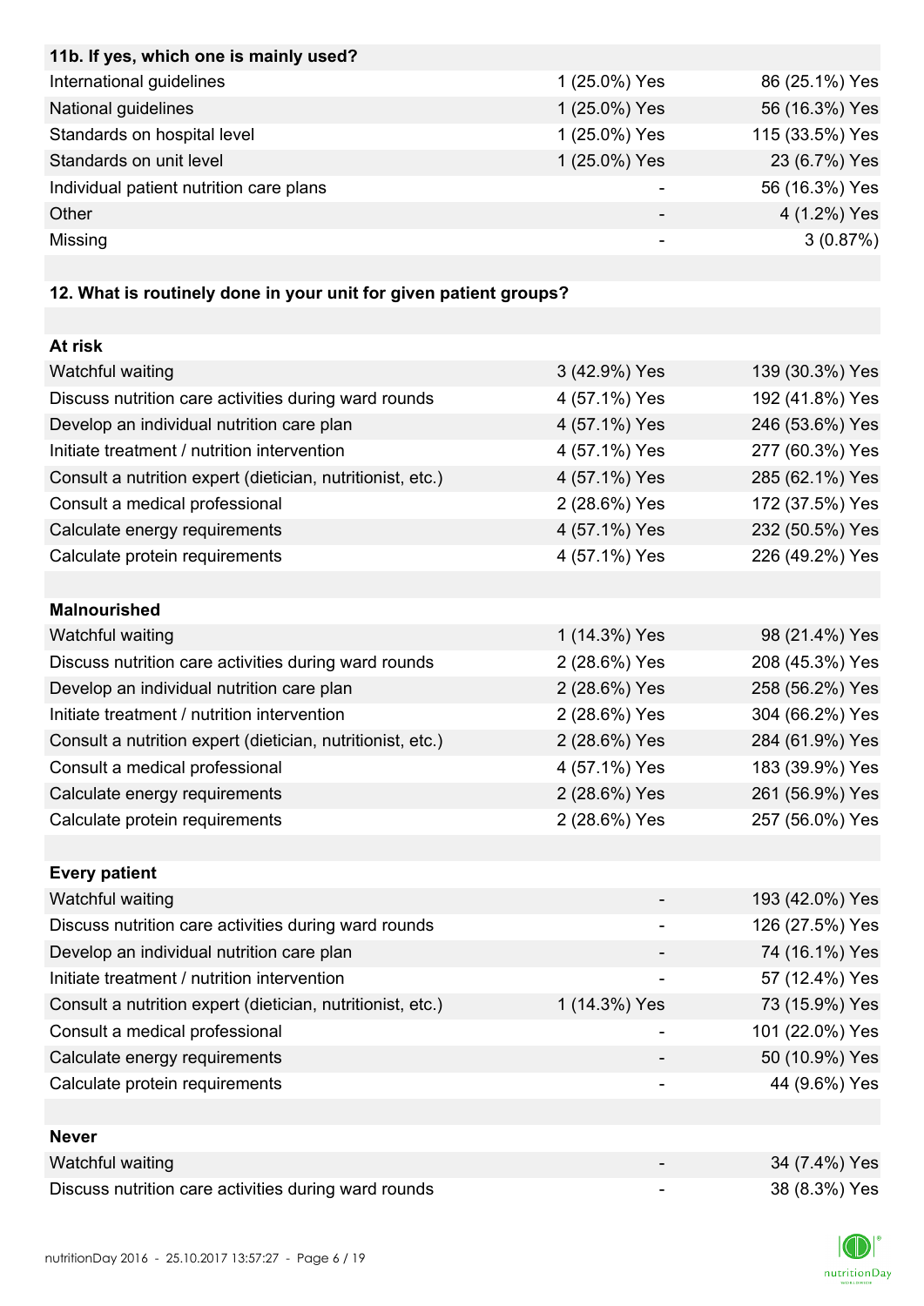| 11b. If yes, which one is mainly used? | | |
|---|---|---|
| International guidelines | 1 (25.0%) Yes | 86 (25.1%) Yes |
| National guidelines | 1 (25.0%) Yes | 56 (16.3%) Yes |
| Standards on hospital level | 1 (25.0%) Yes | 115 (33.5%) Yes |
| Standards on unit level | 1 (25.0%) Yes | 23 (6.7%) Yes |
| Individual patient nutrition care plans | - | 56 (16.3%) Yes |
| Other | - | 4 (1.2%) Yes |
| Missing | - | 3 (0.87%) |

| 12. What is routinely done in your unit for given patient groups? | | |
|---|---|---|
| **At risk** | | |
| Watchful waiting | 3 (42.9%) Yes | 139 (30.3%) Yes |
| Discuss nutrition care activities during ward rounds | 4 (57.1%) Yes | 192 (41.8%) Yes |
| Develop an individual nutrition care plan | 4 (57.1%) Yes | 246 (53.6%) Yes |
| Initiate treatment / nutrition intervention | 4 (57.1%) Yes | 277 (60.3%) Yes |
| Consult a nutrition expert (dietician, nutritionist, etc.) | 4 (57.1%) Yes | 285 (62.1%) Yes |
| Consult a medical professional | 2 (28.6%) Yes | 172 (37.5%) Yes |
| Calculate energy requirements | 4 (57.1%) Yes | 232 (50.5%) Yes |
| Calculate protein requirements | 4 (57.1%) Yes | 226 (49.2%) Yes |
| **Malnourished** | | |
| Watchful waiting | 1 (14.3%) Yes | 98 (21.4%) Yes |
| Discuss nutrition care activities during ward rounds | 2 (28.6%) Yes | 208 (45.3%) Yes |
| Develop an individual nutrition care plan | 2 (28.6%) Yes | 258 (56.2%) Yes |
| Initiate treatment / nutrition intervention | 2 (28.6%) Yes | 304 (66.2%) Yes |
| Consult a nutrition expert (dietician, nutritionist, etc.) | 2 (28.6%) Yes | 284 (61.9%) Yes |
| Consult a medical professional | 4 (57.1%) Yes | 183 (39.9%) Yes |
| Calculate energy requirements | 2 (28.6%) Yes | 261 (56.9%) Yes |
| Calculate protein requirements | 2 (28.6%) Yes | 257 (56.0%) Yes |
| **Every patient** | | |
| Watchful waiting | - | 193 (42.0%) Yes |
| Discuss nutrition care activities during ward rounds | - | 126 (27.5%) Yes |
| Develop an individual nutrition care plan | - | 74 (16.1%) Yes |
| Initiate treatment / nutrition intervention | - | 57 (12.4%) Yes |
| Consult a nutrition expert (dietician, nutritionist, etc.) | 1 (14.3%) Yes | 73 (15.9%) Yes |
| Consult a medical professional | - | 101 (22.0%) Yes |
| Calculate energy requirements | - | 50 (10.9%) Yes |
| Calculate protein requirements | - | 44 (9.6%) Yes |
| **Never** | | |
| Watchful waiting | - | 34 (7.4%) Yes |
| Discuss nutrition care activities during ward rounds | - | 38 (8.3%) Yes |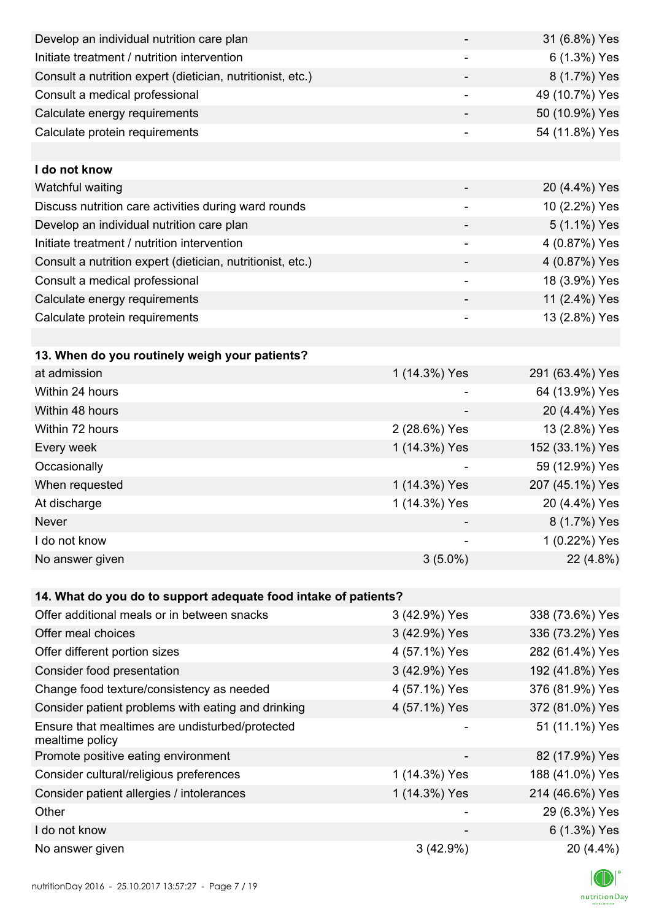| | | |
|---|---|---|
| Develop an individual nutrition care plan | - | 31 (6.8%) Yes |
| Initiate treatment / nutrition intervention | - | 6 (1.3%) Yes |
| Consult a nutrition expert (dietician, nutritionist, etc.) | - | 8 (1.7%) Yes |
| Consult a medical professional | - | 49 (10.7%) Yes |
| Calculate energy requirements | - | 50 (10.9%) Yes |
| Calculate protein requirements | - | 54 (11.8%) Yes |
| | | |
| **I do not know** | | |
| Watchful waiting | - | 20 (4.4%) Yes |
| Discuss nutrition care activities during ward rounds | - | 10 (2.2%) Yes |
| Develop an individual nutrition care plan | - | 5 (1.1%) Yes |
| Initiate treatment / nutrition intervention | - | 4 (0.87%) Yes |
| Consult a nutrition expert (dietician, nutritionist, etc.) | - | 4 (0.87%) Yes |
| Consult a medical professional | - | 18 (3.9%) Yes |
| Calculate energy requirements | - | 11 (2.4%) Yes |
| Calculate protein requirements | - | 13 (2.8%) Yes |

| **13. When do you routinely weigh your patients?** | | |
|---|---|---|
| at admission | 1 (14.3%) Yes | 291 (63.4%) Yes |
| Within 24 hours | - | 64 (13.9%) Yes |
| Within 48 hours | - | 20 (4.4%) Yes |
| Within 72 hours | 2 (28.6%) Yes | 13 (2.8%) Yes |
| Every week | 1 (14.3%) Yes | 152 (33.1%) Yes |
| Occasionally | - | 59 (12.9%) Yes |
| When requested | 1 (14.3%) Yes | 207 (45.1%) Yes |
| At discharge | 1 (14.3%) Yes | 20 (4.4%) Yes |
| Never | - | 8 (1.7%) Yes |
| I do not know | - | 1 (0.22%) Yes |
| No answer given | 3 (5.0%) | 22 (4.8%) |

| **14. What do you do to support adequate food intake of patients?** | | |
|---|---|---|
| Offer additional meals or in between snacks | 3 (42.9%) Yes | 338 (73.6%) Yes |
| Offer meal choices | 3 (42.9%) Yes | 336 (73.2%) Yes |
| Offer different portion sizes | 4 (57.1%) Yes | 282 (61.4%) Yes |
| Consider food presentation | 3 (42.9%) Yes | 192 (41.8%) Yes |
| Change food texture/consistency as needed | 4 (57.1%) Yes | 376 (81.9%) Yes |
| Consider patient problems with eating and drinking | 4 (57.1%) Yes | 372 (81.0%) Yes |
| Ensure that mealtimes are undisturbed/protected mealtime policy | - | 51 (11.1%) Yes |
| Promote positive eating environment | - | 82 (17.9%) Yes |
| Consider cultural/religious preferences | 1 (14.3%) Yes | 188 (41.0%) Yes |
| Consider patient allergies / intolerances | 1 (14.3%) Yes | 214 (46.6%) Yes |
| Other | - | 29 (6.3%) Yes |
| I do not know | - | 6 (1.3%) Yes |
| No answer given | 3 (42.9%) | 20 (4.4%) |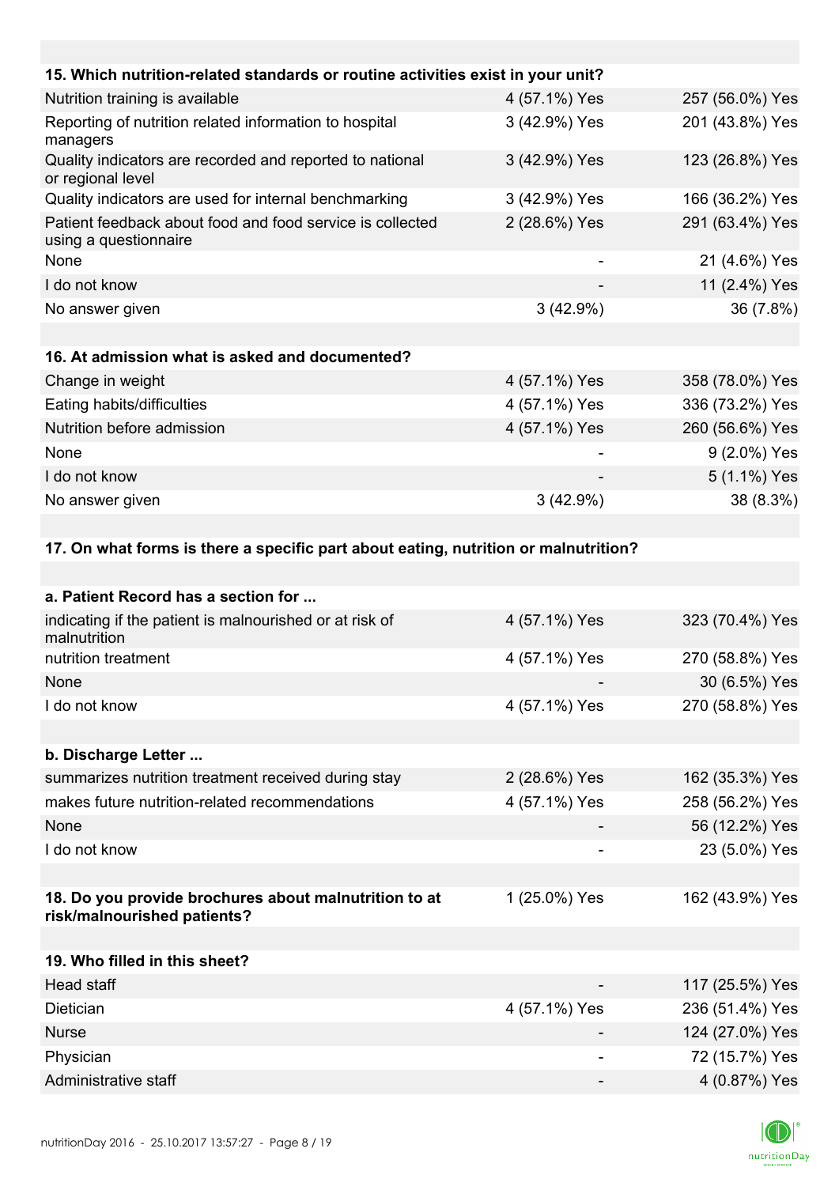| 15. Which nutrition-related standards or routine activities exist in your unit? | | |
|---|---|---|
| Nutrition training is available | 4 (57.1%) Yes | 257 (56.0%) Yes |
| Reporting of nutrition related information to hospital managers | 3 (42.9%) Yes | 201 (43.8%) Yes |
| Quality indicators are recorded and reported to national or regional level | 3 (42.9%) Yes | 123 (26.8%) Yes |
| Quality indicators are used for internal benchmarking | 3 (42.9%) Yes | 166 (36.2%) Yes |
| Patient feedback about food and food service is collected using a questionnaire | 2 (28.6%) Yes | 291 (63.4%) Yes |
| None | - | 21 (4.6%) Yes |
| I do not know | - | 11 (2.4%) Yes |
| No answer given | 3 (42.9%) | 36 (7.8%) |

| 16. At admission what is asked and documented? | | |
|---|---|---|
| Change in weight | 4 (57.1%) Yes | 358 (78.0%) Yes |
| Eating habits/difficulties | 4 (57.1%) Yes | 336 (73.2%) Yes |
| Nutrition before admission | 4 (57.1%) Yes | 260 (56.6%) Yes |
| None | - | 9 (2.0%) Yes |
| I do not know | - | 5 (1.1%) Yes |
| No answer given | 3 (42.9%) | 38 (8.3%) |

**17. On what forms is there a specific part about eating, nutrition or malnutrition?**

| a. Patient Record has a section for ... | | |
|---|---|---|
| indicating if the patient is malnourished or at risk of malnutrition | 4 (57.1%) Yes | 323 (70.4%) Yes |
| nutrition treatment | 4 (57.1%) Yes | 270 (58.8%) Yes |
| None | - | 30 (6.5%) Yes |
| I do not know | 4 (57.1%) Yes | 270 (58.8%) Yes |

| b. Discharge Letter ... | | |
|---|---|---|
| summarizes nutrition treatment received during stay | 2 (28.6%) Yes | 162 (35.3%) Yes |
| makes future nutrition-related recommendations | 4 (57.1%) Yes | 258 (56.2%) Yes |
| None | - | 56 (12.2%) Yes |
| I do not know | - | 23 (5.0%) Yes |

| 18. Do you provide brochures about malnutrition to at risk/malnourished patients? | 1 (25.0%) Yes | 162 (43.9%) Yes |
|---|---|---|

| 19. Who filled in this sheet? | | |
|---|---|---|
| Head staff | - | 117 (25.5%) Yes |
| Dietician | 4 (57.1%) Yes | 236 (51.4%) Yes |
| Nurse | - | 124 (27.0%) Yes |
| Physician | - | 72 (15.7%) Yes |
| Administrative staff | - | 4 (0.87%) Yes |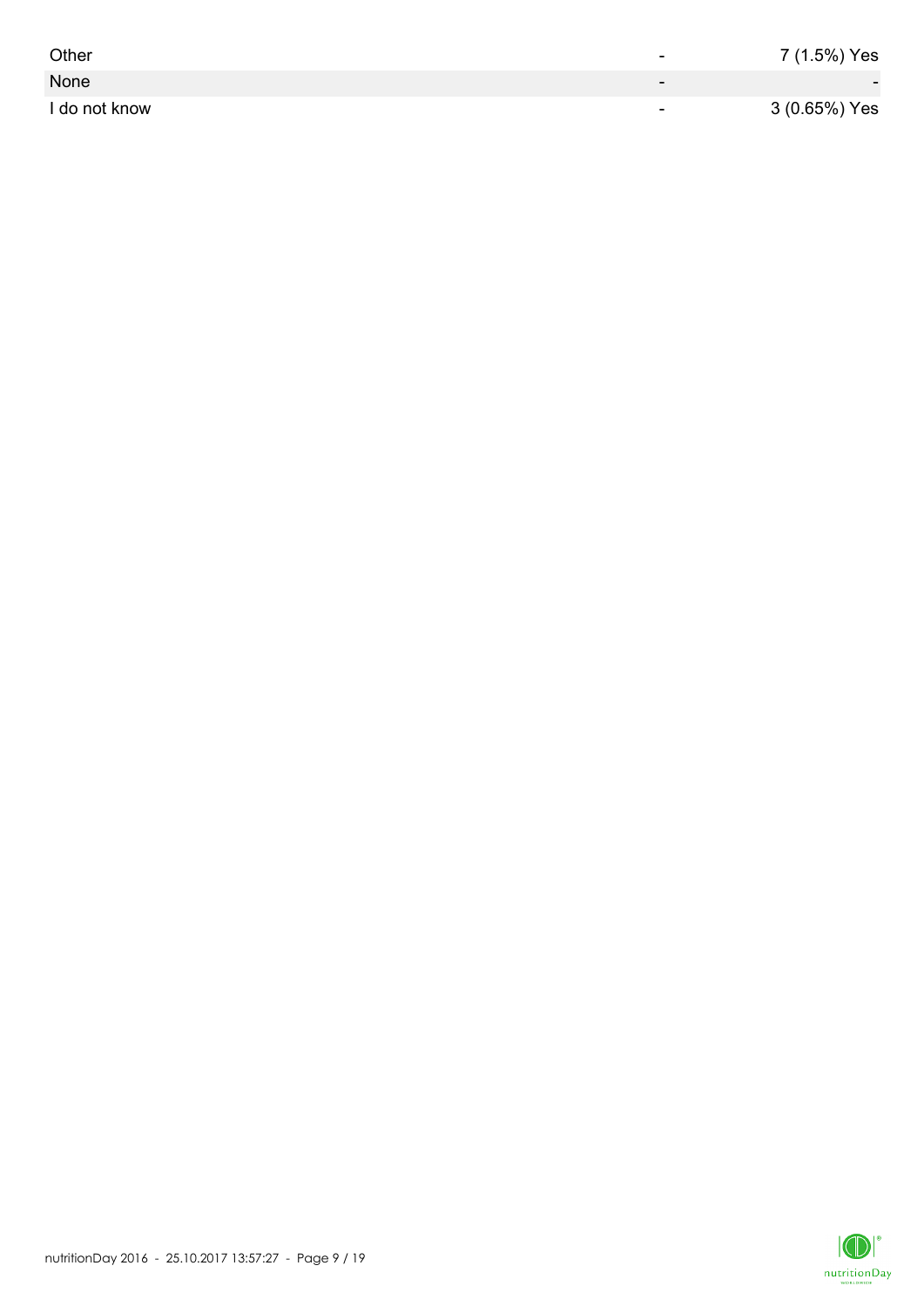| | | |
|---|---|---|
| Other | - | 7 (1.5%) Yes |
| None | - | - |
| I do not know | - | 3 (0.65%) Yes |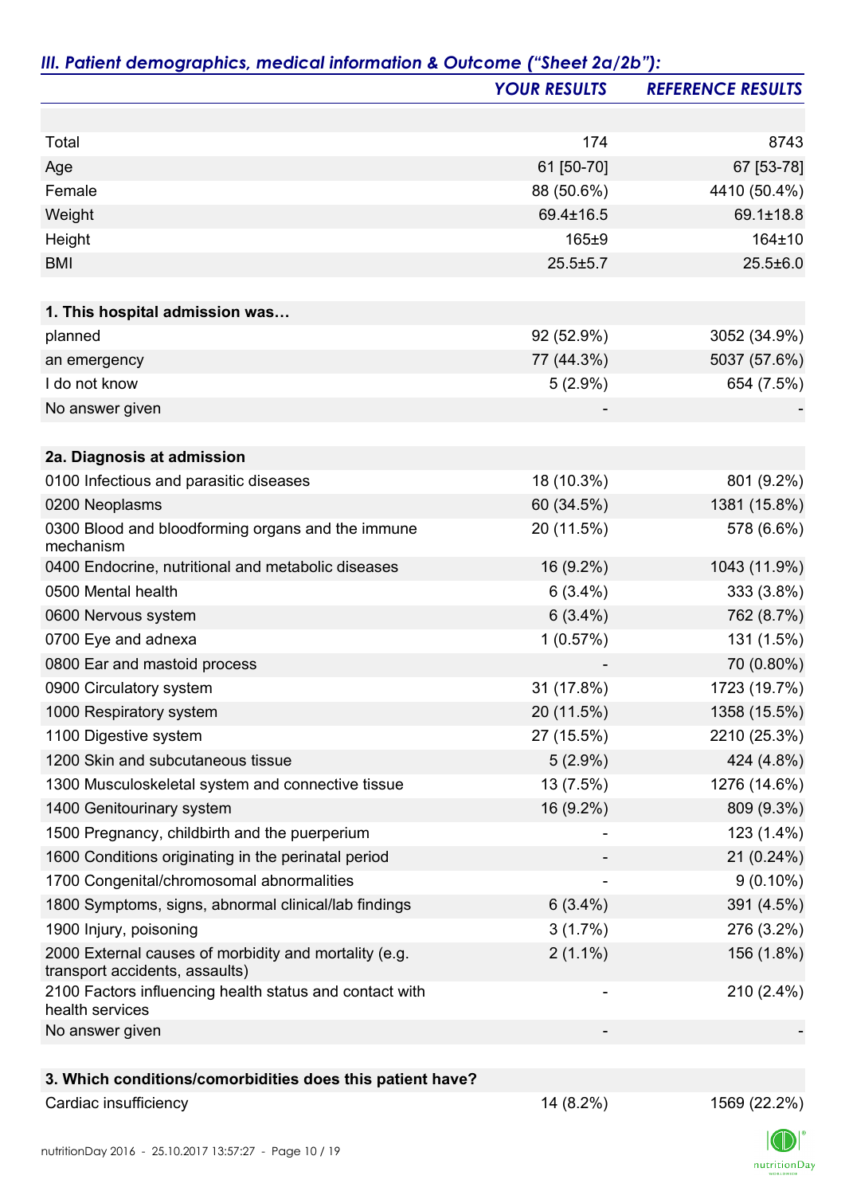## *III. Patient demographics, medical information & Outcome ("Sheet 2a/2b"):*

| | *YOUR RESULTS* | *REFERENCE RESULTS* |
|---|---|---|
| | | |
| Total | 174 | 8743 |
| Age | 61 [50-70] | 67 [53-78] |
| Female | 88 (50.6%) | 4410 (50.4%) |
| Weight | 69.4±16.5 | 69.1±18.8 |
| Height | 165±9 | 164±10 |
| BMI | 25.5±5.7 | 25.5±6.0 |
| | | |
| **1. This hospital admission was…** | | |
| planned | 92 (52.9%) | 3052 (34.9%) |
| an emergency | 77 (44.3%) | 5037 (57.6%) |
| I do not know | 5 (2.9%) | 654 (7.5%) |
| No answer given | - | - |
| | | |
| **2a. Diagnosis at admission** | | |
| 0100 Infectious and parasitic diseases | 18 (10.3%) | 801 (9.2%) |
| 0200 Neoplasms | 60 (34.5%) | 1381 (15.8%) |
| 0300 Blood and bloodforming organs and the immune mechanism | 20 (11.5%) | 578 (6.6%) |
| 0400 Endocrine, nutritional and metabolic diseases | 16 (9.2%) | 1043 (11.9%) |
| 0500 Mental health | 6 (3.4%) | 333 (3.8%) |
| 0600 Nervous system | 6 (3.4%) | 762 (8.7%) |
| 0700 Eye and adnexa | 1 (0.57%) | 131 (1.5%) |
| 0800 Ear and mastoid process | - | 70 (0.80%) |
| 0900 Circulatory system | 31 (17.8%) | 1723 (19.7%) |
| 1000 Respiratory system | 20 (11.5%) | 1358 (15.5%) |
| 1100 Digestive system | 27 (15.5%) | 2210 (25.3%) |
| 1200 Skin and subcutaneous tissue | 5 (2.9%) | 424 (4.8%) |
| 1300 Musculoskeletal system and connective tissue | 13 (7.5%) | 1276 (14.6%) |
| 1400 Genitourinary system | 16 (9.2%) | 809 (9.3%) |
| 1500 Pregnancy, childbirth and the puerperium | - | 123 (1.4%) |
| 1600 Conditions originating in the perinatal period | - | 21 (0.24%) |
| 1700 Congenital/chromosomal abnormalities | - | 9 (0.10%) |
| 1800 Symptoms, signs, abnormal clinical/lab findings | 6 (3.4%) | 391 (4.5%) |
| 1900 Injury, poisoning | 3 (1.7%) | 276 (3.2%) |
| 2000 External causes of morbidity and mortality (e.g. transport accidents, assaults) | 2 (1.1%) | 156 (1.8%) |
| 2100 Factors influencing health status and contact with health services | - | 210 (2.4%) |
| No answer given | - | - |
| | | |
| **3. Which conditions/comorbidities does this patient have?** | | |
| Cardiac insufficiency | 14 (8.2%) | 1569 (22.2%) |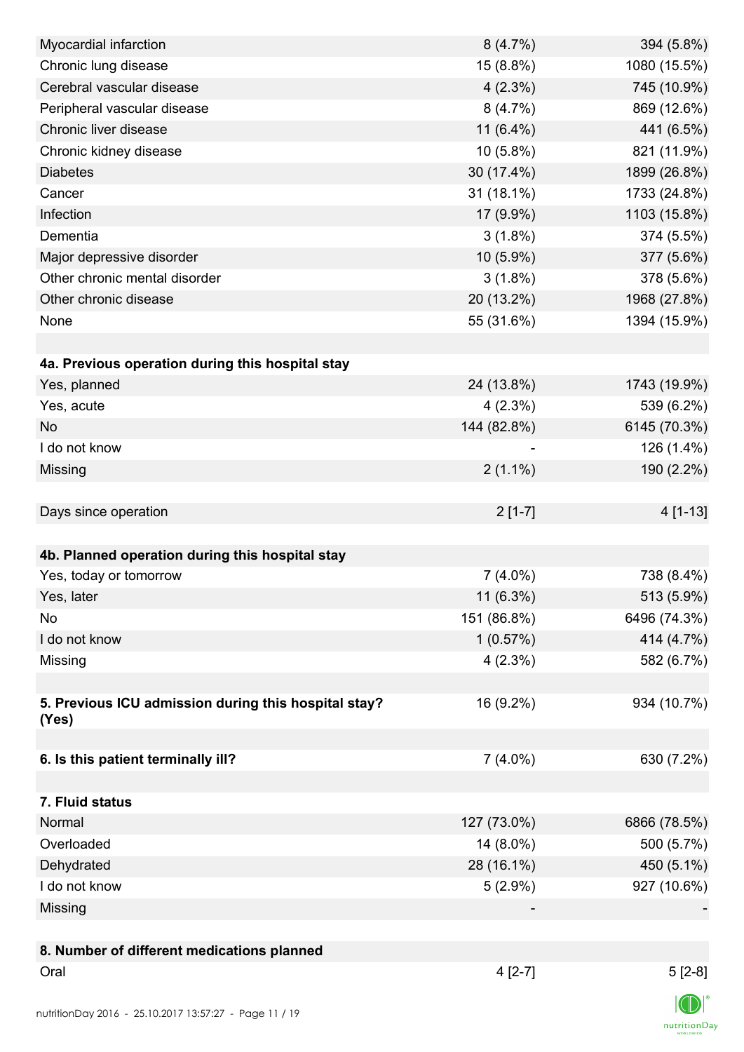| | | |
|---|---|---|
| Myocardial infarction | 8 (4.7%) | 394 (5.8%) |
| Chronic lung disease | 15 (8.8%) | 1080 (15.5%) |
| Cerebral vascular disease | 4 (2.3%) | 745 (10.9%) |
| Peripheral vascular disease | 8 (4.7%) | 869 (12.6%) |
| Chronic liver disease | 11 (6.4%) | 441 (6.5%) |
| Chronic kidney disease | 10 (5.8%) | 821 (11.9%) |
| Diabetes | 30 (17.4%) | 1899 (26.8%) |
| Cancer | 31 (18.1%) | 1733 (24.8%) |
| Infection | 17 (9.9%) | 1103 (15.8%) |
| Dementia | 3 (1.8%) | 374 (5.5%) |
| Major depressive disorder | 10 (5.9%) | 377 (5.6%) |
| Other chronic mental disorder | 3 (1.8%) | 378 (5.6%) |
| Other chronic disease | 20 (13.2%) | 1968 (27.8%) |
| None | 55 (31.6%) | 1394 (15.9%) |
| | | |
| **4a. Previous operation during this hospital stay** | | |
| Yes, planned | 24 (13.8%) | 1743 (19.9%) |
| Yes, acute | 4 (2.3%) | 539 (6.2%) |
| No | 144 (82.8%) | 6145 (70.3%) |
| I do not know | - | 126 (1.4%) |
| Missing | 2 (1.1%) | 190 (2.2%) |
| | | |
| Days since operation | 2 [1-7] | 4 [1-13] |
| | | |
| **4b. Planned operation during this hospital stay** | | |
| Yes, today or tomorrow | 7 (4.0%) | 738 (8.4%) |
| Yes, later | 11 (6.3%) | 513 (5.9%) |
| No | 151 (86.8%) | 6496 (74.3%) |
| I do not know | 1 (0.57%) | 414 (4.7%) |
| Missing | 4 (2.3%) | 582 (6.7%) |
| | | |
| **5. Previous ICU admission during this hospital stay? (Yes)** | 16 (9.2%) | 934 (10.7%) |
| | | |
| **6. Is this patient terminally ill?** | 7 (4.0%) | 630 (7.2%) |
| | | |
| **7. Fluid status** | | |
| Normal | 127 (73.0%) | 6866 (78.5%) |
| Overloaded | 14 (8.0%) | 500 (5.7%) |
| Dehydrated | 28 (16.1%) | 450 (5.1%) |
| I do not know | 5 (2.9%) | 927 (10.6%) |
| Missing | - | - |
| | | |
| **8. Number of different medications planned** | | |
| Oral | 4 [2-7] | 5 [2-8] |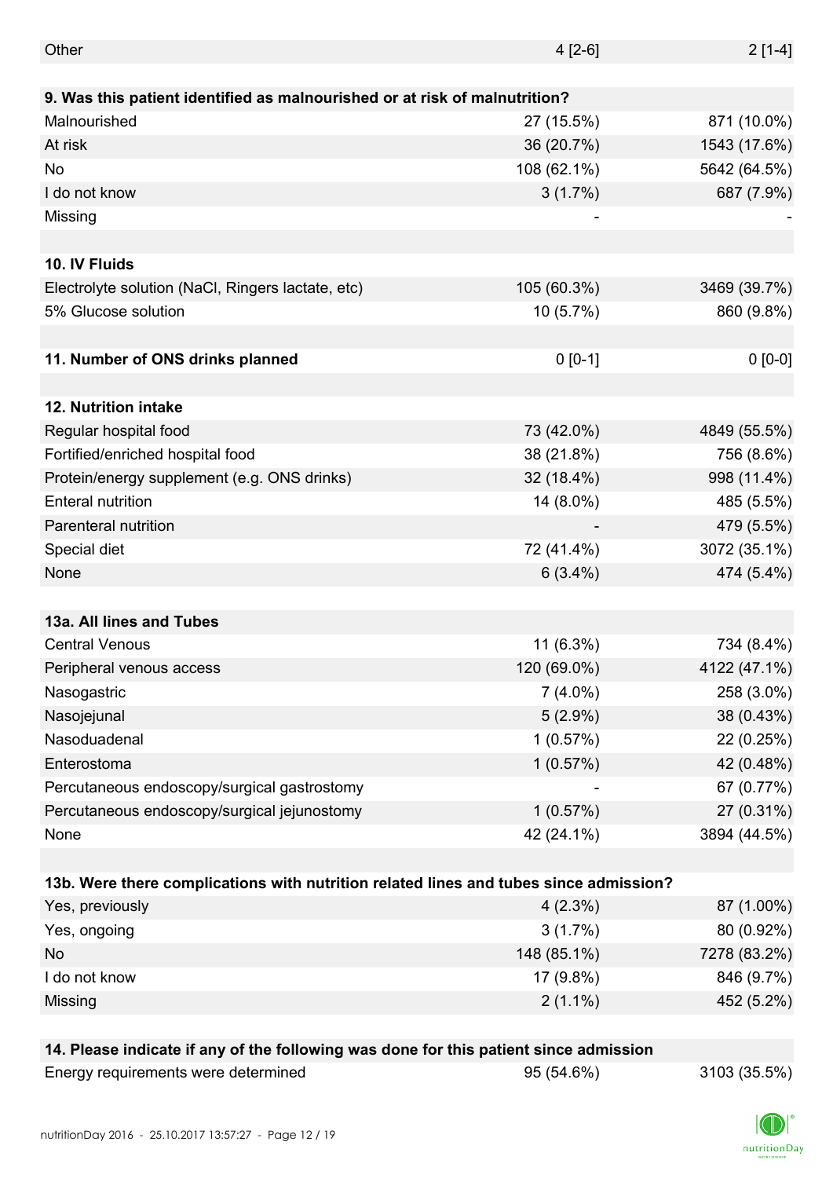| | | |
|---|---|---|
| Other | 4 [2-6] | 2 [1-4] |
| | | |
| **9. Was this patient identified as malnourished or at risk of malnutrition?** | | |
| Malnourished | 27 (15.5%) | 871 (10.0%) |
| At risk | 36 (20.7%) | 1543 (17.6%) |
| No | 108 (62.1%) | 5642 (64.5%) |
| I do not know | 3 (1.7%) | 687 (7.9%) |
| Missing | - | - |
| | | |
| **10. IV Fluids** | | |
| Electrolyte solution (NaCl, Ringers lactate, etc) | 105 (60.3%) | 3469 (39.7%) |
| 5% Glucose solution | 10 (5.7%) | 860 (9.8%) |
| | | |
| **11. Number of ONS drinks planned** | 0 [0-1] | 0 [0-0] |
| | | |
| **12. Nutrition intake** | | |
| Regular hospital food | 73 (42.0%) | 4849 (55.5%) |
| Fortified/enriched hospital food | 38 (21.8%) | 756 (8.6%) |
| Protein/energy supplement (e.g. ONS drinks) | 32 (18.4%) | 998 (11.4%) |
| Enteral nutrition | 14 (8.0%) | 485 (5.5%) |
| Parenteral nutrition | - | 479 (5.5%) |
| Special diet | 72 (41.4%) | 3072 (35.1%) |
| None | 6 (3.4%) | 474 (5.4%) |
| | | |
| **13a. All lines and Tubes** | | |
| Central Venous | 11 (6.3%) | 734 (8.4%) |
| Peripheral venous access | 120 (69.0%) | 4122 (47.1%) |
| Nasogastric | 7 (4.0%) | 258 (3.0%) |
| Nasojejunal | 5 (2.9%) | 38 (0.43%) |
| Nasoduadenal | 1 (0.57%) | 22 (0.25%) |
| Enterostoma | 1 (0.57%) | 42 (0.48%) |
| Percutaneous endoscopy/surgical gastrostomy | - | 67 (0.77%) |
| Percutaneous endoscopy/surgical jejunostomy | 1 (0.57%) | 27 (0.31%) |
| None | 42 (24.1%) | 3894 (44.5%) |
| | | |
| **13b. Were there complications with nutrition related lines and tubes since admission?** | | |
| Yes, previously | 4 (2.3%) | 87 (1.00%) |
| Yes, ongoing | 3 (1.7%) | 80 (0.92%) |
| No | 148 (85.1%) | 7278 (83.2%) |
| I do not know | 17 (9.8%) | 846 (9.7%) |
| Missing | 2 (1.1%) | 452 (5.2%) |
| | | |
| **14. Please indicate if any of the following was done for this patient since admission** | | |
| Energy requirements were determined | 95 (54.6%) | 3103 (35.5%) |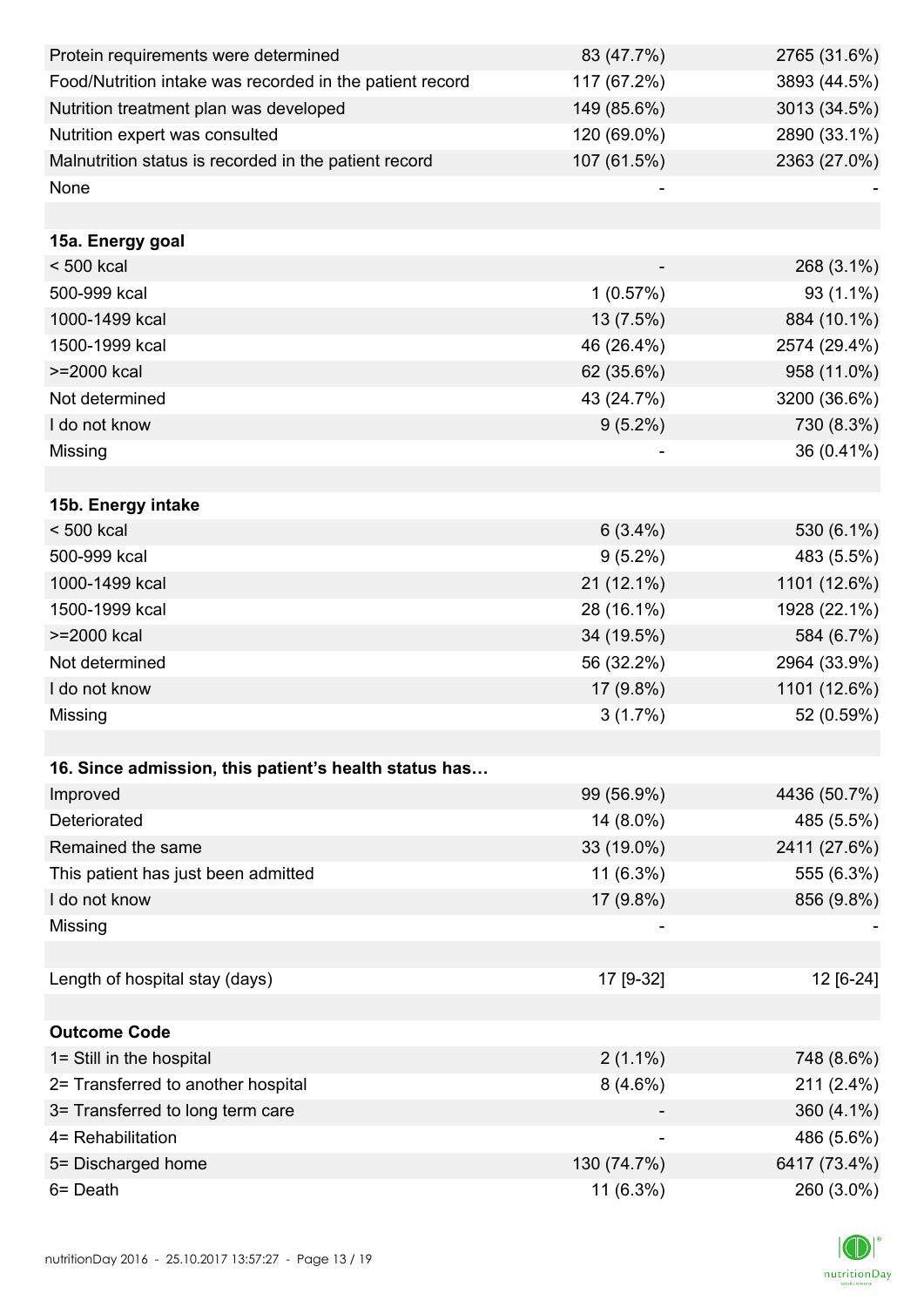| | | |
|---|---|---|
| Protein requirements were determined | 83 (47.7%) | 2765 (31.6%) |
| Food/Nutrition intake was recorded in the patient record | 117 (67.2%) | 3893 (44.5%) |
| Nutrition treatment plan was developed | 149 (85.6%) | 3013 (34.5%) |
| Nutrition expert was consulted | 120 (69.0%) | 2890 (33.1%) |
| Malnutrition status is recorded in the patient record | 107 (61.5%) | 2363 (27.0%) |
| None | - | - |
| | | |
| **15a. Energy goal** | | |
| < 500 kcal | - | 268 (3.1%) |
| 500-999 kcal | 1 (0.57%) | 93 (1.1%) |
| 1000-1499 kcal | 13 (7.5%) | 884 (10.1%) |
| 1500-1999 kcal | 46 (26.4%) | 2574 (29.4%) |
| >=2000 kcal | 62 (35.6%) | 958 (11.0%) |
| Not determined | 43 (24.7%) | 3200 (36.6%) |
| I do not know | 9 (5.2%) | 730 (8.3%) |
| Missing | - | 36 (0.41%) |
| | | |
| **15b. Energy intake** | | |
| < 500 kcal | 6 (3.4%) | 530 (6.1%) |
| 500-999 kcal | 9 (5.2%) | 483 (5.5%) |
| 1000-1499 kcal | 21 (12.1%) | 1101 (12.6%) |
| 1500-1999 kcal | 28 (16.1%) | 1928 (22.1%) |
| >=2000 kcal | 34 (19.5%) | 584 (6.7%) |
| Not determined | 56 (32.2%) | 2964 (33.9%) |
| I do not know | 17 (9.8%) | 1101 (12.6%) |
| Missing | 3 (1.7%) | 52 (0.59%) |
| | | |
| **16. Since admission, this patient's health status has…** | | |
| Improved | 99 (56.9%) | 4436 (50.7%) |
| Deteriorated | 14 (8.0%) | 485 (5.5%) |
| Remained the same | 33 (19.0%) | 2411 (27.6%) |
| This patient has just been admitted | 11 (6.3%) | 555 (6.3%) |
| I do not know | 17 (9.8%) | 856 (9.8%) |
| Missing | - | - |
| | | |
| Length of hospital stay (days) | 17 [9-32] | 12 [6-24] |
| | | |
| **Outcome Code** | | |
| 1= Still in the hospital | 2 (1.1%) | 748 (8.6%) |
| 2= Transferred to another hospital | 8 (4.6%) | 211 (2.4%) |
| 3= Transferred to long term care | - | 360 (4.1%) |
| 4= Rehabilitation | - | 486 (5.6%) |
| 5= Discharged home | 130 (74.7%) | 6417 (73.4%) |
| 6= Death | 11 (6.3%) | 260 (3.0%) |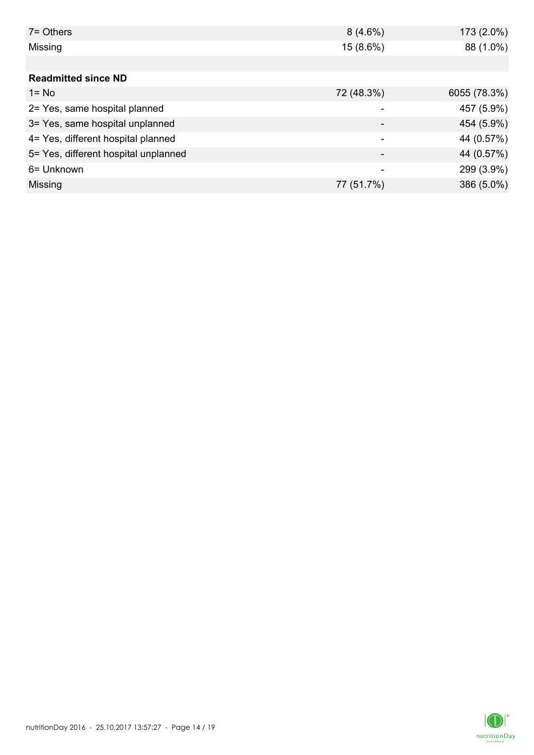| | | |
|---|---|---|
| 7= Others | 8 (4.6%) | 173 (2.0%) |
| Missing | 15 (8.6%) | 88 (1.0%) |
| | | |
| **Readmitted since ND** | | |
| 1= No | 72 (48.3%) | 6055 (78.3%) |
| 2= Yes, same hospital planned | - | 457 (5.9%) |
| 3= Yes, same hospital unplanned | - | 454 (5.9%) |
| 4= Yes, different hospital planned | - | 44 (0.57%) |
| 5= Yes, different hospital unplanned | - | 44 (0.57%) |
| 6= Unknown | - | 299 (3.9%) |
| Missing | 77 (51.7%) | 386 (5.0%) |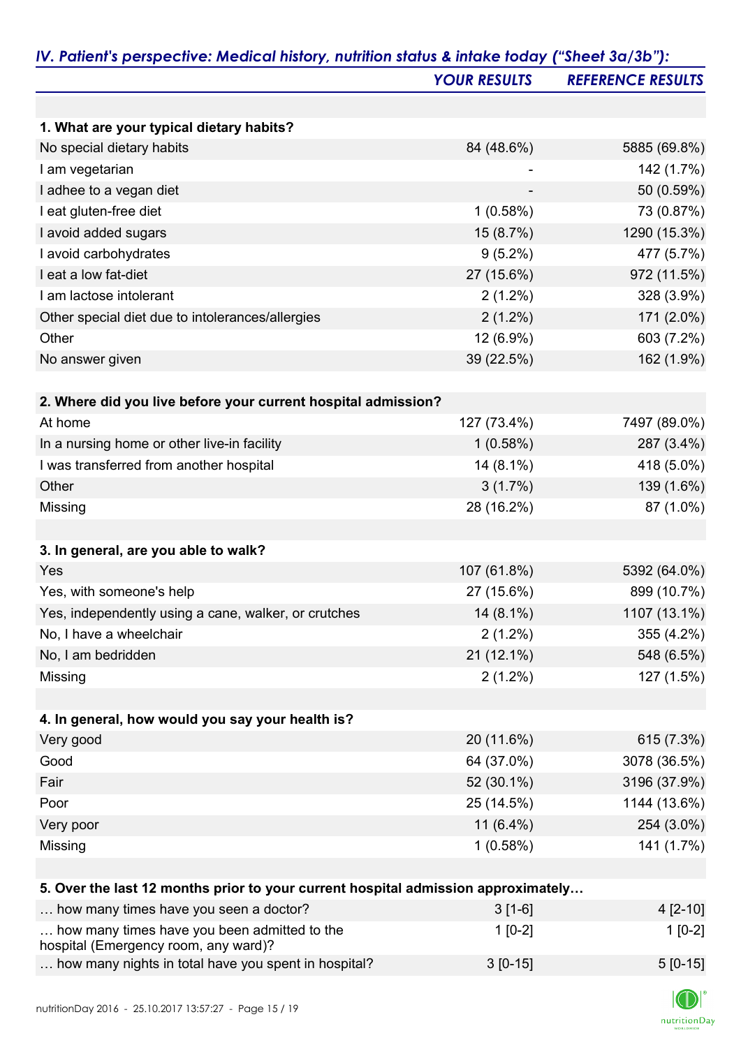## *IV. Patient's perspective: Medical history, nutrition status & intake today ("Sheet 3a/3b"):*

| | *YOUR RESULTS* | *REFERENCE RESULTS* |
|---|---|---|
| **1. What are your typical dietary habits?** | | |
| No special dietary habits | 84 (48.6%) | 5885 (69.8%) |
| I am vegetarian | - | 142 (1.7%) |
| I adhee to a vegan diet | - | 50 (0.59%) |
| I eat gluten-free diet | 1 (0.58%) | 73 (0.87%) |
| I avoid added sugars | 15 (8.7%) | 1290 (15.3%) |
| I avoid carbohydrates | 9 (5.2%) | 477 (5.7%) |
| I eat a low fat-diet | 27 (15.6%) | 972 (11.5%) |
| I am lactose intolerant | 2 (1.2%) | 328 (3.9%) |
| Other special diet due to intolerances/allergies | 2 (1.2%) | 171 (2.0%) |
| Other | 12 (6.9%) | 603 (7.2%) |
| No answer given | 39 (22.5%) | 162 (1.9%) |
| **2. Where did you live before your current hospital admission?** | | |
| At home | 127 (73.4%) | 7497 (89.0%) |
| In a nursing home or other live-in facility | 1 (0.58%) | 287 (3.4%) |
| I was transferred from another hospital | 14 (8.1%) | 418 (5.0%) |
| Other | 3 (1.7%) | 139 (1.6%) |
| Missing | 28 (16.2%) | 87 (1.0%) |
| **3. In general, are you able to walk?** | | |
| Yes | 107 (61.8%) | 5392 (64.0%) |
| Yes, with someone's help | 27 (15.6%) | 899 (10.7%) |
| Yes, independently using a cane, walker, or crutches | 14 (8.1%) | 1107 (13.1%) |
| No, I have a wheelchair | 2 (1.2%) | 355 (4.2%) |
| No, I am bedridden | 21 (12.1%) | 548 (6.5%) |
| Missing | 2 (1.2%) | 127 (1.5%) |
| **4. In general, how would you say your health is?** | | |
| Very good | 20 (11.6%) | 615 (7.3%) |
| Good | 64 (37.0%) | 3078 (36.5%) |
| Fair | 52 (30.1%) | 3196 (37.9%) |
| Poor | 25 (14.5%) | 1144 (13.6%) |
| Very poor | 11 (6.4%) | 254 (3.0%) |
| Missing | 1 (0.58%) | 141 (1.7%) |
| **5. Over the last 12 months prior to your current hospital admission approximately…** | | |
| … how many times have you seen a doctor? | 3 [1-6] | 4 [2-10] |
| … how many times have you been admitted to the hospital (Emergency room, any ward)? | 1 [0-2] | 1 [0-2] |
| … how many nights in total have you spent in hospital? | 3 [0-15] | 5 [0-15] |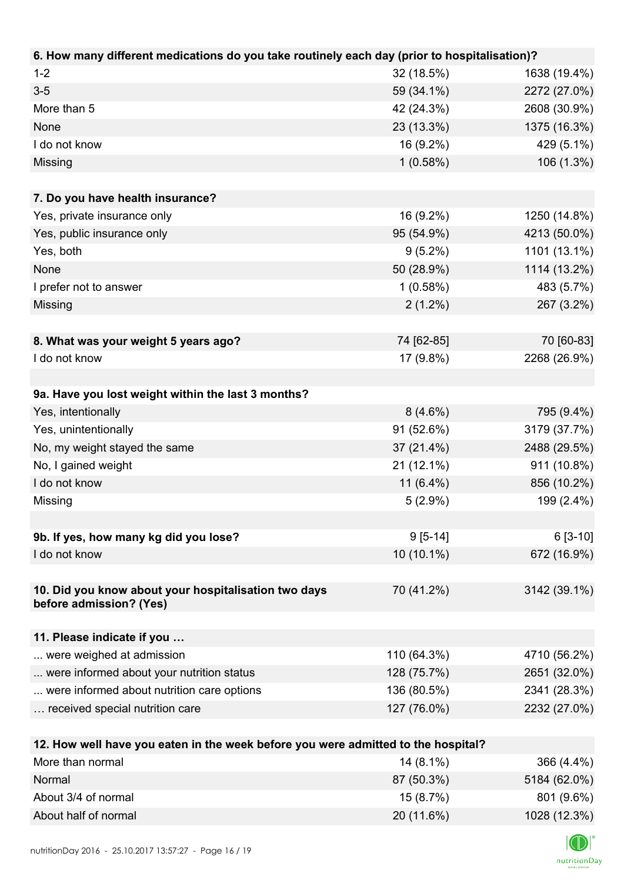| 6. How many different medications do you take routinely each day (prior to hospitalisation)? | | |
|---|---|---|
| 1-2 | 32 (18.5%) | 1638 (19.4%) |
| 3-5 | 59 (34.1%) | 2272 (27.0%) |
| More than 5 | 42 (24.3%) | 2608 (30.9%) |
| None | 23 (13.3%) | 1375 (16.3%) |
| I do not know | 16 (9.2%) | 429 (5.1%) |
| Missing | 1 (0.58%) | 106 (1.3%) |

| 7. Do you have health insurance? | | |
|---|---|---|
| Yes, private insurance only | 16 (9.2%) | 1250 (14.8%) |
| Yes, public insurance only | 95 (54.9%) | 4213 (50.0%) |
| Yes, both | 9 (5.2%) | 1101 (13.1%) |
| None | 50 (28.9%) | 1114 (13.2%) |
| I prefer not to answer | 1 (0.58%) | 483 (5.7%) |
| Missing | 2 (1.2%) | 267 (3.2%) |

| 8. What was your weight 5 years ago? | 74 [62-85] | 70 [60-83] |
|---|---|---|
| I do not know | 17 (9.8%) | 2268 (26.9%) |

| 9a. Have you lost weight within the last 3 months? | | |
|---|---|---|
| Yes, intentionally | 8 (4.6%) | 795 (9.4%) |
| Yes, unintentionally | 91 (52.6%) | 3179 (37.7%) |
| No, my weight stayed the same | 37 (21.4%) | 2488 (29.5%) |
| No, I gained weight | 21 (12.1%) | 911 (10.8%) |
| I do not know | 11 (6.4%) | 856 (10.2%) |
| Missing | 5 (2.9%) | 199 (2.4%) |

| 9b. If yes, how many kg did you lose? | 9 [5-14] | 6 [3-10] |
|---|---|---|
| I do not know | 10 (10.1%) | 672 (16.9%) |

| 10. Did you know about your hospitalisation two days before admission? (Yes) | 70 (41.2%) | 3142 (39.1%) |
|---|---|---|

| 11. Please indicate if you … | | |
|---|---|---|
| ... were weighed at admission | 110 (64.3%) | 4710 (56.2%) |
| ... were informed about your nutrition status | 128 (75.7%) | 2651 (32.0%) |
| ... were informed about nutrition care options | 136 (80.5%) | 2341 (28.3%) |
| … received special nutrition care | 127 (76.0%) | 2232 (27.0%) |

| 12. How well have you eaten in the week before you were admitted to the hospital? | | |
|---|---|---|
| More than normal | 14 (8.1%) | 366 (4.4%) |
| Normal | 87 (50.3%) | 5184 (62.0%) |
| About 3/4 of normal | 15 (8.7%) | 801 (9.6%) |
| About half of normal | 20 (11.6%) | 1028 (12.3%) |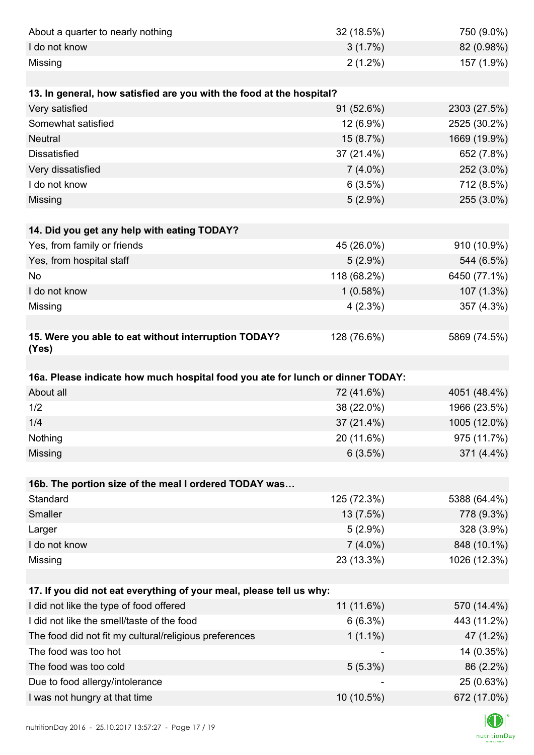| | | |
|---|---|---|
| About a quarter to nearly nothing | 32 (18.5%) | 750 (9.0%) |
| I do not know | 3 (1.7%) | 82 (0.98%) |
| Missing | 2 (1.2%) | 157 (1.9%) |

| **13. In general, how satisfied are you with the food at the hospital?** | | |
|---|---|---|
| Very satisfied | 91 (52.6%) | 2303 (27.5%) |
| Somewhat satisfied | 12 (6.9%) | 2525 (30.2%) |
| Neutral | 15 (8.7%) | 1669 (19.9%) |
| Dissatisfied | 37 (21.4%) | 652 (7.8%) |
| Very dissatisfied | 7 (4.0%) | 252 (3.0%) |
| I do not know | 6 (3.5%) | 712 (8.5%) |
| Missing | 5 (2.9%) | 255 (3.0%) |

| **14. Did you get any help with eating TODAY?** | | |
|---|---|---|
| Yes, from family or friends | 45 (26.0%) | 910 (10.9%) |
| Yes, from hospital staff | 5 (2.9%) | 544 (6.5%) |
| No | 118 (68.2%) | 6450 (77.1%) |
| I do not know | 1 (0.58%) | 107 (1.3%) |
| Missing | 4 (2.3%) | 357 (4.3%) |

| **15. Were you able to eat without interruption TODAY? (Yes)** | 128 (76.6%) | 5869 (74.5%) |
|---|---|---|

| **16a. Please indicate how much hospital food you ate for lunch or dinner TODAY:** | | |
|---|---|---|
| About all | 72 (41.6%) | 4051 (48.4%) |
| 1/2 | 38 (22.0%) | 1966 (23.5%) |
| 1/4 | 37 (21.4%) | 1005 (12.0%) |
| Nothing | 20 (11.6%) | 975 (11.7%) |
| Missing | 6 (3.5%) | 371 (4.4%) |

| **16b. The portion size of the meal I ordered TODAY was…** | | |
|---|---|---|
| Standard | 125 (72.3%) | 5388 (64.4%) |
| Smaller | 13 (7.5%) | 778 (9.3%) |
| Larger | 5 (2.9%) | 328 (3.9%) |
| I do not know | 7 (4.0%) | 848 (10.1%) |
| Missing | 23 (13.3%) | 1026 (12.3%) |

| **17. If you did not eat everything of your meal, please tell us why:** | | |
|---|---|---|
| I did not like the type of food offered | 11 (11.6%) | 570 (14.4%) |
| I did not like the smell/taste of the food | 6 (6.3%) | 443 (11.2%) |
| The food did not fit my cultural/religious preferences | 1 (1.1%) | 47 (1.2%) |
| The food was too hot | - | 14 (0.35%) |
| The food was too cold | 5 (5.3%) | 86 (2.2%) |
| Due to food allergy/intolerance | - | 25 (0.63%) |
| I was not hungry at that time | 10 (10.5%) | 672 (17.0%) |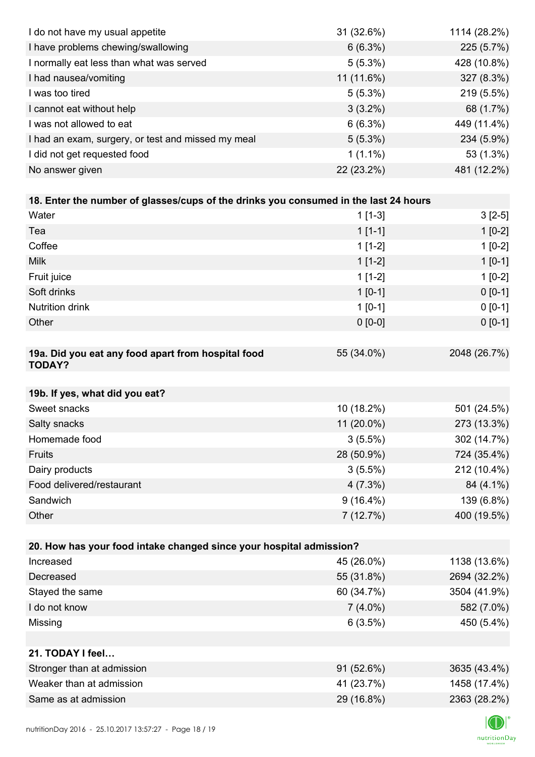| | | |
|---|---|---|
| I do not have my usual appetite | 31 (32.6%) | 1114 (28.2%) |
| I have problems chewing/swallowing | 6 (6.3%) | 225 (5.7%) |
| I normally eat less than what was served | 5 (5.3%) | 428 (10.8%) |
| I had nausea/vomiting | 11 (11.6%) | 327 (8.3%) |
| I was too tired | 5 (5.3%) | 219 (5.5%) |
| I cannot eat without help | 3 (3.2%) | 68 (1.7%) |
| I was not allowed to eat | 6 (6.3%) | 449 (11.4%) |
| I had an exam, surgery, or test and missed my meal | 5 (5.3%) | 234 (5.9%) |
| I did not get requested food | 1 (1.1%) | 53 (1.3%) |
| No answer given | 22 (23.2%) | 481 (12.2%) |

| **18. Enter the number of glasses/cups of the drinks you consumed in the last 24 hours** | | |
|---|---|---|
| Water | 1 [1-3] | 3 [2-5] |
| Tea | 1 [1-1] | 1 [0-2] |
| Coffee | 1 [1-2] | 1 [0-2] |
| Milk | 1 [1-2] | 1 [0-1] |
| Fruit juice | 1 [1-2] | 1 [0-2] |
| Soft drinks | 1 [0-1] | 0 [0-1] |
| Nutrition drink | 1 [0-1] | 0 [0-1] |
| Other | 0 [0-0] | 0 [0-1] |

| **19a. Did you eat any food apart from hospital food TODAY?** | 55 (34.0%) | 2048 (26.7%) |
|---|---|---|

| **19b. If yes, what did you eat?** | | |
|---|---|---|
| Sweet snacks | 10 (18.2%) | 501 (24.5%) |
| Salty snacks | 11 (20.0%) | 273 (13.3%) |
| Homemade food | 3 (5.5%) | 302 (14.7%) |
| Fruits | 28 (50.9%) | 724 (35.4%) |
| Dairy products | 3 (5.5%) | 212 (10.4%) |
| Food delivered/restaurant | 4 (7.3%) | 84 (4.1%) |
| Sandwich | 9 (16.4%) | 139 (6.8%) |
| Other | 7 (12.7%) | 400 (19.5%) |

| **20. How has your food intake changed since your hospital admission?** | | |
|---|---|---|
| Increased | 45 (26.0%) | 1138 (13.6%) |
| Decreased | 55 (31.8%) | 2694 (32.2%) |
| Stayed the same | 60 (34.7%) | 3504 (41.9%) |
| I do not know | 7 (4.0%) | 582 (7.0%) |
| Missing | 6 (3.5%) | 450 (5.4%) |

| **21. TODAY I feel…** | | |
|---|---|---|
| Stronger than at admission | 91 (52.6%) | 3635 (43.4%) |
| Weaker than at admission | 41 (23.7%) | 1458 (17.4%) |
| Same as at admission | 29 (16.8%) | 2363 (28.2%) |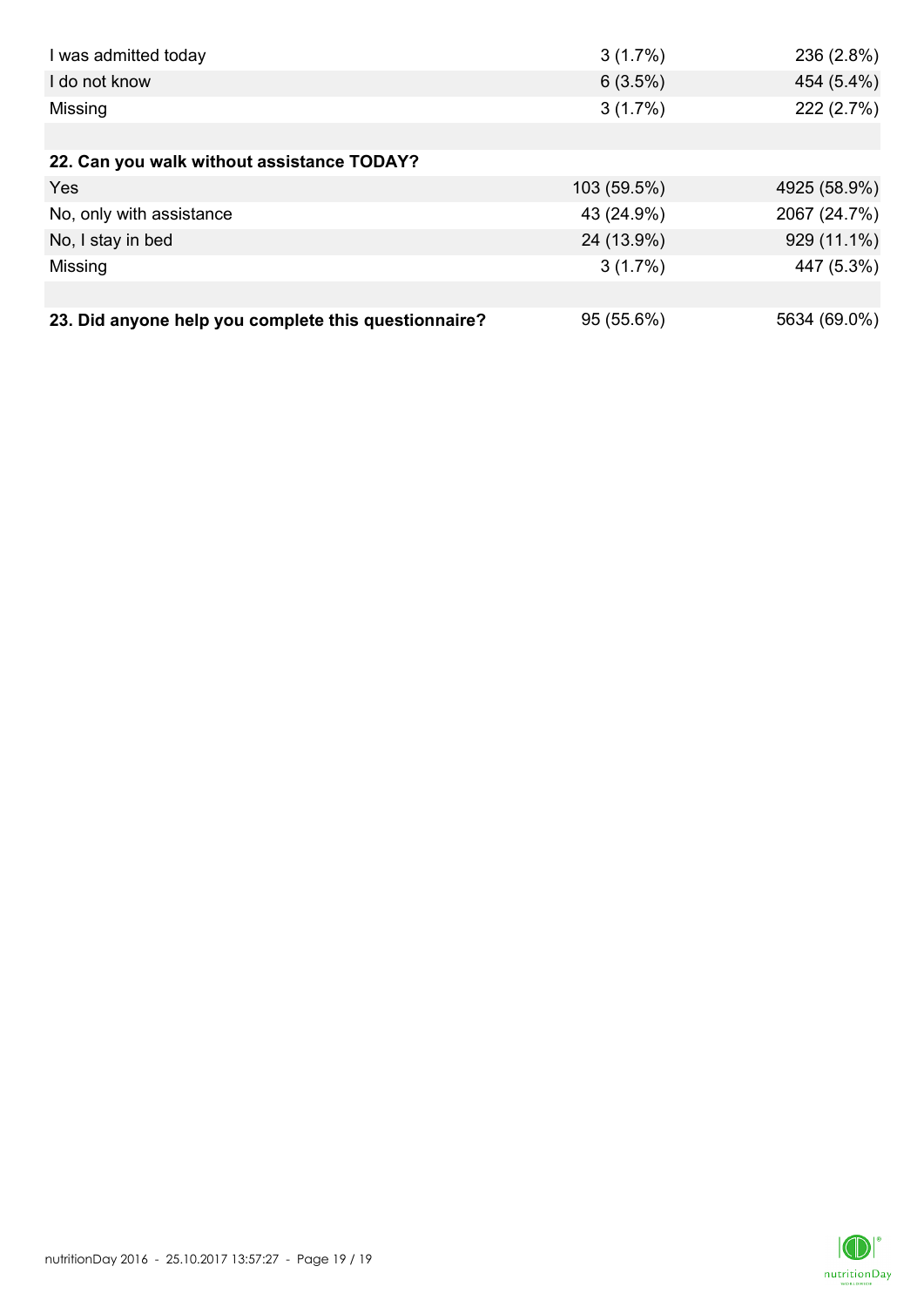| | | |
|---|---|---|
| I was admitted today | 3 (1.7%) | 236 (2.8%) |
| I do not know | 6 (3.5%) | 454 (5.4%) |
| Missing | 3 (1.7%) | 222 (2.7%) |
| | | |
| **22. Can you walk without assistance TODAY?** | | |
| Yes | 103 (59.5%) | 4925 (58.9%) |
| No, only with assistance | 43 (24.9%) | 2067 (24.7%) |
| No, I stay in bed | 24 (13.9%) | 929 (11.1%) |
| Missing | 3 (1.7%) | 447 (5.3%) |
| | | |
| **23. Did anyone help you complete this questionnaire?** | 95 (55.6%) | 5634 (69.0%) |